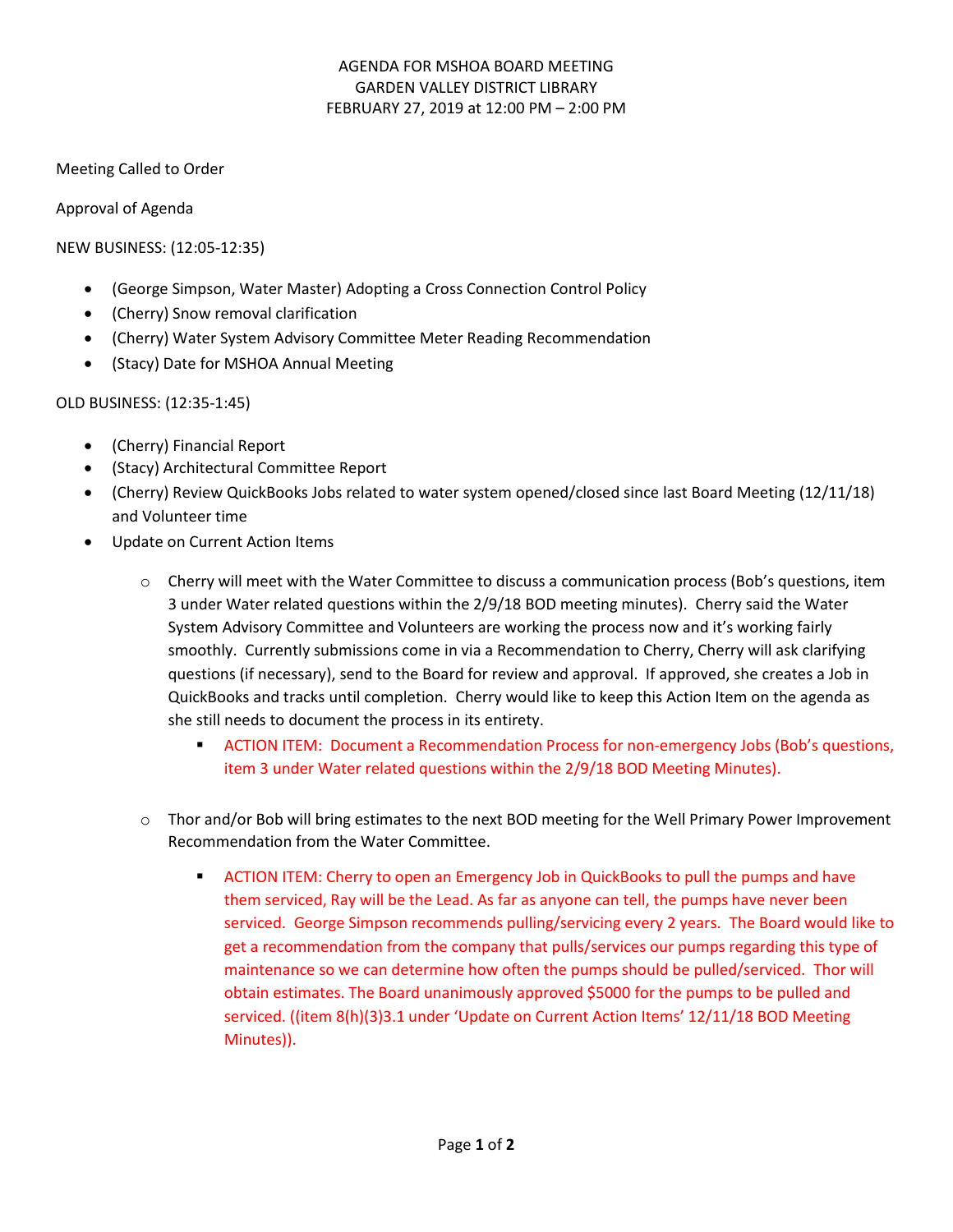AGENDA FOR MSHOA BOARD MEETING
GARDEN VALLEY DISTRICT LIBRARY
FEBRUARY 27, 2019 at 12:00 PM – 2:00 PM

Meeting Called to Order

Approval of Agenda

NEW BUSINESS: (12:05-12:35)

- (George Simpson, Water Master) Adopting a Cross Connection Control Policy
- (Cherry) Snow removal clarification
- (Cherry) Water System Advisory Committee Meter Reading Recommendation
- (Stacy) Date for MSHOA Annual Meeting

OLD BUSINESS: (12:35-1:45)

- (Cherry) Financial Report
- (Stacy) Architectural Committee Report
- (Cherry) Review QuickBooks Jobs related to water system opened/closed since last Board Meeting (12/11/18) and Volunteer time
- Update on Current Action Items
  - Cherry will meet with the Water Committee to discuss a communication process (Bob's questions, item 3 under Water related questions within the 2/9/18 BOD meeting minutes). Cherry said the Water System Advisory Committee and Volunteers are working the process now and it's working fairly smoothly. Currently submissions come in via a Recommendation to Cherry, Cherry will ask clarifying questions (if necessary), send to the Board for review and approval. If approved, she creates a Job in QuickBooks and tracks until completion. Cherry would like to keep this Action Item on the agenda as she still needs to document the process in its entirety.
    - ACTION ITEM: Document a Recommendation Process for non-emergency Jobs (Bob's questions, item 3 under Water related questions within the 2/9/18 BOD Meeting Minutes).
  - Thor and/or Bob will bring estimates to the next BOD meeting for the Well Primary Power Improvement Recommendation from the Water Committee.
    - ACTION ITEM: Cherry to open an Emergency Job in QuickBooks to pull the pumps and have them serviced, Ray will be the Lead. As far as anyone can tell, the pumps have never been serviced. George Simpson recommends pulling/servicing every 2 years. The Board would like to get a recommendation from the company that pulls/services our pumps regarding this type of maintenance so we can determine how often the pumps should be pulled/serviced. Thor will obtain estimates. The Board unanimously approved $5000 for the pumps to be pulled and serviced. ((item 8(h)(3)3.1 under 'Update on Current Action Items' 12/11/18 BOD Meeting Minutes)).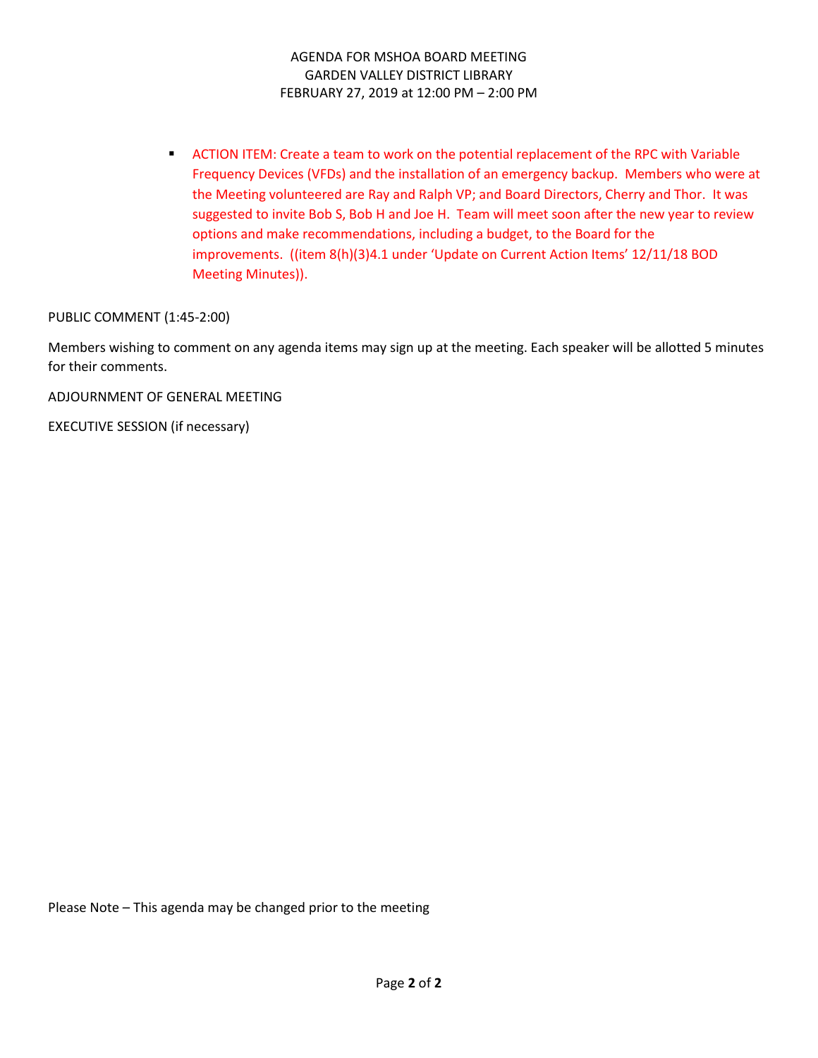AGENDA FOR MSHOA BOARD MEETING
GARDEN VALLEY DISTRICT LIBRARY
FEBRUARY 27, 2019 at 12:00 PM – 2:00 PM

- ACTION ITEM: Create a team to work on the potential replacement of the RPC with Variable Frequency Devices (VFDs) and the installation of an emergency backup. Members who were at the Meeting volunteered are Ray and Ralph VP; and Board Directors, Cherry and Thor. It was suggested to invite Bob S, Bob H and Joe H. Team will meet soon after the new year to review options and make recommendations, including a budget, to the Board for the improvements. ((item 8(h)(3)4.1 under 'Update on Current Action Items' 12/11/18 BOD Meeting Minutes)).

PUBLIC COMMENT (1:45-2:00)

Members wishing to comment on any agenda items may sign up at the meeting. Each speaker will be allotted 5 minutes for their comments.

ADJOURNMENT OF GENERAL MEETING

EXECUTIVE SESSION (if necessary)

Please Note – This agenda may be changed prior to the meeting